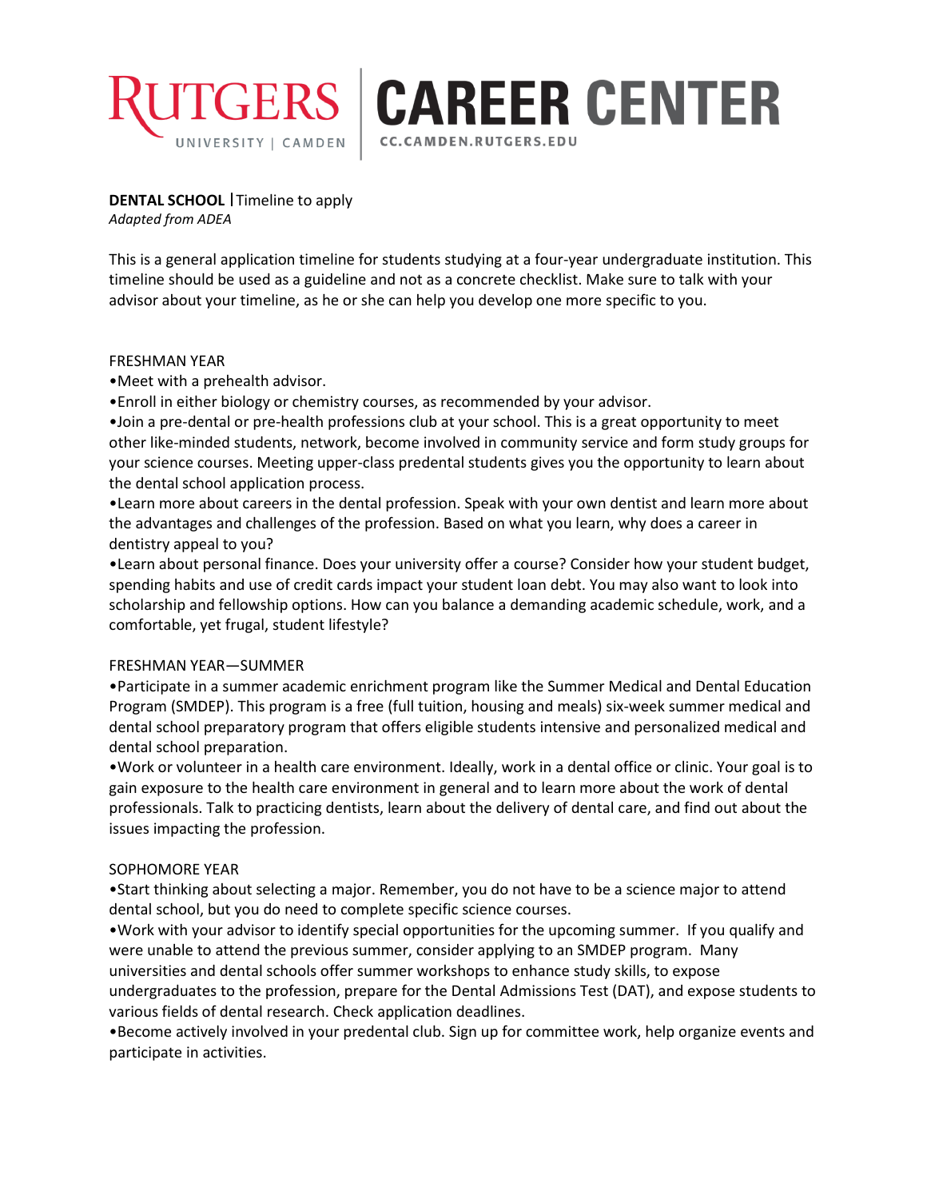# RUTGERS UNIVERSITY | CAMDEN | CAREER CENTER

CC.CAMDEN.RUTGERS.EDU

**DENTAL SCHOOL** | Timeline to apply
*Adapted from ADEA*

This is a general application timeline for students studying at a four-year undergraduate institution. This timeline should be used as a guideline and not as a concrete checklist. Make sure to talk with your advisor about your timeline, as he or she can help you develop one more specific to you.

FRESHMAN YEAR

- Meet with a prehealth advisor.
- Enroll in either biology or chemistry courses, as recommended by your advisor.
- Join a pre-dental or pre-health professions club at your school. This is a great opportunity to meet other like-minded students, network, become involved in community service and form study groups for your science courses. Meeting upper-class predental students gives you the opportunity to learn about the dental school application process.
- Learn more about careers in the dental profession. Speak with your own dentist and learn more about the advantages and challenges of the profession. Based on what you learn, why does a career in dentistry appeal to you?
- Learn about personal finance. Does your university offer a course? Consider how your student budget, spending habits and use of credit cards impact your student loan debt. You may also want to look into scholarship and fellowship options. How can you balance a demanding academic schedule, work, and a comfortable, yet frugal, student lifestyle?

FRESHMAN YEAR—SUMMER

- Participate in a summer academic enrichment program like the Summer Medical and Dental Education Program (SMDEP). This program is a free (full tuition, housing and meals) six-week summer medical and dental school preparatory program that offers eligible students intensive and personalized medical and dental school preparation.
- Work or volunteer in a health care environment. Ideally, work in a dental office or clinic. Your goal is to gain exposure to the health care environment in general and to learn more about the work of dental professionals. Talk to practicing dentists, learn about the delivery of dental care, and find out about the issues impacting the profession.

SOPHOMORE YEAR

- Start thinking about selecting a major. Remember, you do not have to be a science major to attend dental school, but you do need to complete specific science courses.
- Work with your advisor to identify special opportunities for the upcoming summer. If you qualify and were unable to attend the previous summer, consider applying to an SMDEP program. Many universities and dental schools offer summer workshops to enhance study skills, to expose undergraduates to the profession, prepare for the Dental Admissions Test (DAT), and expose students to various fields of dental research. Check application deadlines.
- Become actively involved in your predental club. Sign up for committee work, help organize events and participate in activities.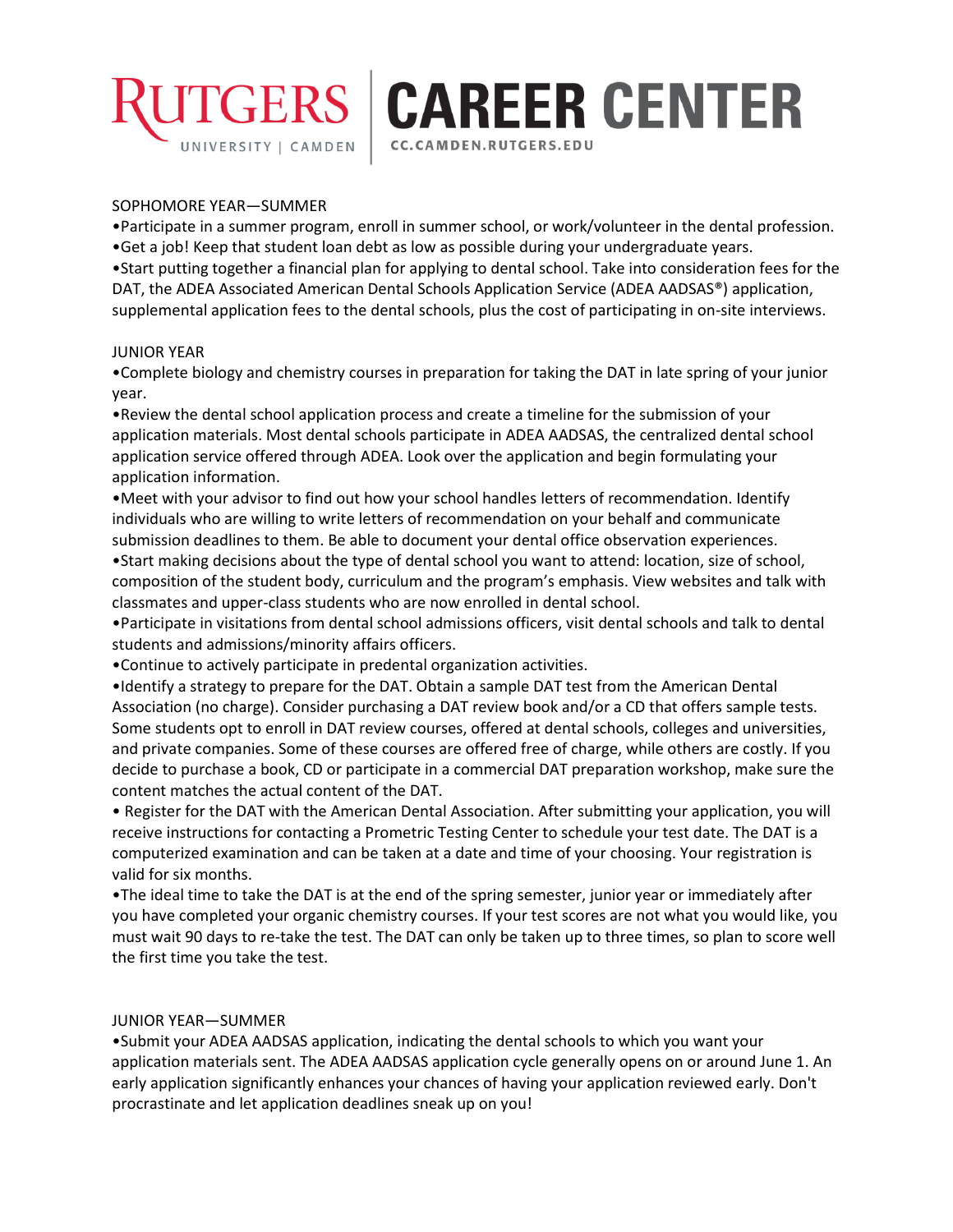SOPHOMORE YEAR—SUMMER

- Participate in a summer program, enroll in summer school, or work/volunteer in the dental profession.
- Get a job! Keep that student loan debt as low as possible during your undergraduate years.
- Start putting together a financial plan for applying to dental school. Take into consideration fees for the DAT, the ADEA Associated American Dental Schools Application Service (ADEA AADSAS®) application, supplemental application fees to the dental schools, plus the cost of participating in on-site interviews.

JUNIOR YEAR

- Complete biology and chemistry courses in preparation for taking the DAT in late spring of your junior year.
- Review the dental school application process and create a timeline for the submission of your application materials. Most dental schools participate in ADEA AADSAS, the centralized dental school application service offered through ADEA. Look over the application and begin formulating your application information.
- Meet with your advisor to find out how your school handles letters of recommendation. Identify individuals who are willing to write letters of recommendation on your behalf and communicate submission deadlines to them. Be able to document your dental office observation experiences.
- Start making decisions about the type of dental school you want to attend: location, size of school, composition of the student body, curriculum and the program's emphasis. View websites and talk with classmates and upper-class students who are now enrolled in dental school.
- Participate in visitations from dental school admissions officers, visit dental schools and talk to dental students and admissions/minority affairs officers.
- Continue to actively participate in predental organization activities.
- Identify a strategy to prepare for the DAT. Obtain a sample DAT test from the American Dental Association (no charge). Consider purchasing a DAT review book and/or a CD that offers sample tests. Some students opt to enroll in DAT review courses, offered at dental schools, colleges and universities, and private companies. Some of these courses are offered free of charge, while others are costly. If you decide to purchase a book, CD or participate in a commercial DAT preparation workshop, make sure the content matches the actual content of the DAT.
- Register for the DAT with the American Dental Association. After submitting your application, you will receive instructions for contacting a Prometric Testing Center to schedule your test date. The DAT is a computerized examination and can be taken at a date and time of your choosing. Your registration is valid for six months.
- The ideal time to take the DAT is at the end of the spring semester, junior year or immediately after you have completed your organic chemistry courses. If your test scores are not what you would like, you must wait 90 days to re-take the test. The DAT can only be taken up to three times, so plan to score well the first time you take the test.

JUNIOR YEAR—SUMMER

- Submit your ADEA AADSAS application, indicating the dental schools to which you want your application materials sent. The ADEA AADSAS application cycle generally opens on or around June 1. An early application significantly enhances your chances of having your application reviewed early. Don't procrastinate and let application deadlines sneak up on you!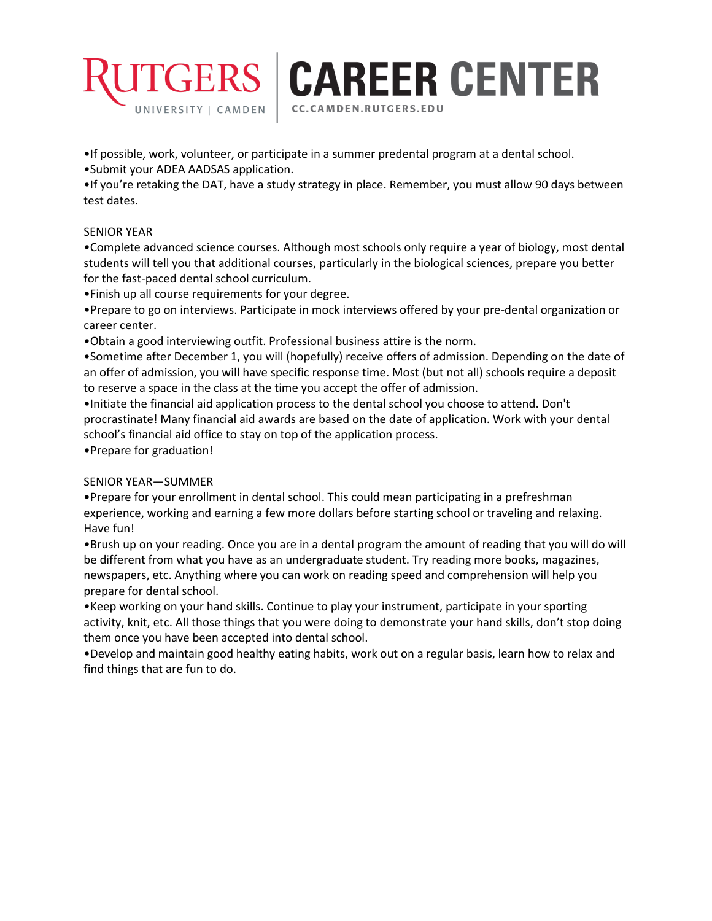- If possible, work, volunteer, or participate in a summer predental program at a dental school.
- Submit your ADEA AADSAS application.
- If you're retaking the DAT, have a study strategy in place. Remember, you must allow 90 days between test dates.

SENIOR YEAR

- Complete advanced science courses. Although most schools only require a year of biology, most dental students will tell you that additional courses, particularly in the biological sciences, prepare you better for the fast-paced dental school curriculum.
- Finish up all course requirements for your degree.
- Prepare to go on interviews. Participate in mock interviews offered by your pre-dental organization or career center.
- Obtain a good interviewing outfit. Professional business attire is the norm.
- Sometime after December 1, you will (hopefully) receive offers of admission. Depending on the date of an offer of admission, you will have specific response time. Most (but not all) schools require a deposit to reserve a space in the class at the time you accept the offer of admission.
- Initiate the financial aid application process to the dental school you choose to attend. Don't procrastinate! Many financial aid awards are based on the date of application. Work with your dental school's financial aid office to stay on top of the application process.
- Prepare for graduation!

SENIOR YEAR—SUMMER

- Prepare for your enrollment in dental school. This could mean participating in a prefreshman experience, working and earning a few more dollars before starting school or traveling and relaxing. Have fun!
- Brush up on your reading. Once you are in a dental program the amount of reading that you will do will be different from what you have as an undergraduate student. Try reading more books, magazines, newspapers, etc. Anything where you can work on reading speed and comprehension will help you prepare for dental school.
- Keep working on your hand skills. Continue to play your instrument, participate in your sporting activity, knit, etc. All those things that you were doing to demonstrate your hand skills, don't stop doing them once you have been accepted into dental school.
- Develop and maintain good healthy eating habits, work out on a regular basis, learn how to relax and find things that are fun to do.